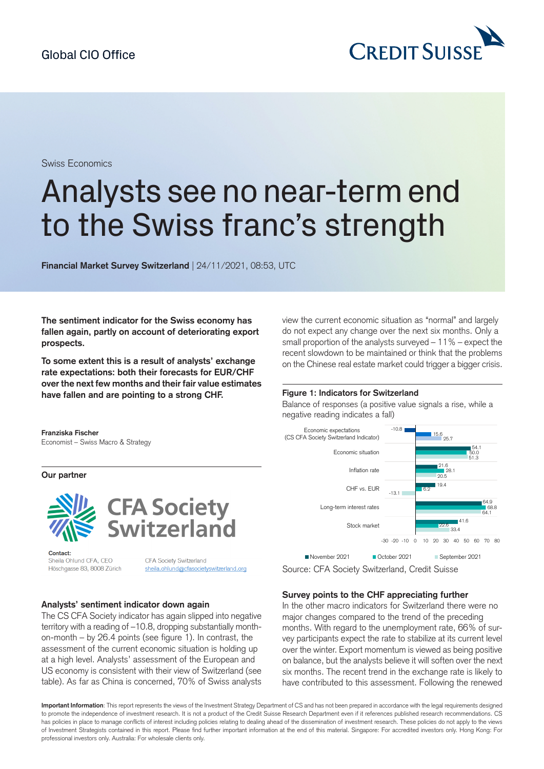Global CIO Office

Swiss Economics

# Analysts see no near-term end to the Swiss franc's strength

**Financial Market Survey Switzerland** | 24/11/2021, 08:53, UTC

**The sentiment indicator for the Swiss economy has fallen again, partly on account of deteriorating export prospects.**

**To some extent this is a result of analysts' exchange rate expectations: both their forecasts for EUR/CHF over the next few months and their fair value estimates have fallen and are pointing to a strong CHF.**

**Franziska Fischer**
Economist – Swiss Macro & Strategy

**Our partner**

CFA Society Switzerland

**Contact:**
Sheila Ohlund CFA, CEO
Höschgasse 83, 8008 Zürich

CFA Society Switzerland
sheila.ohlund@cfasocietyswitzerland.org

### Analysts' sentiment indicator down again

The CS CFA Society indicator has again slipped into negative territory with a reading of –10.8, dropping substantially month-on-month – by 26.4 points (see figure 1). In contrast, the assessment of the current economic situation is holding up at a high level. Analysts' assessment of the European and US economy is consistent with their view of Switzerland (see table). As far as China is concerned, 70% of Swiss analysts view the current economic situation as "normal" and largely do not expect any change over the next six months. Only a small proportion of the analysts surveyed – 11% – expect the recent slowdown to be maintained or think that the problems on the Chinese real estate market could trigger a bigger crisis.

**Figure 1: Indicators for Switzerland**

Balance of responses (a positive value signals a rise, while a negative reading indicates a fall)

| Indicator | November 2021 | October 2021 | September 2021 |
|---|---|---|---|
| Economic expectations (CS CFA Society Switzerland Indicator) | -10.8 | 15.6 | 25.7 |
| Economic situation | 54.1 | 50.0 | 51.3 |
| Inflation rate | 21.6 | 28.1 | 20.5 |
| CHF vs. EUR | 19.4 | 6.2 | -13.1 |
| Long-term interest rates | 64.9 | 68.8 | 64.1 |
| Stock market | 41.6 | 22.6 | 33.4 |

Source: CFA Society Switzerland, Credit Suisse

### Survey points to the CHF appreciating further

In the other macro indicators for Switzerland there were no major changes compared to the trend of the preceding months. With regard to the unemployment rate, 66% of survey participants expect the rate to stabilize at its current level over the winter. Export momentum is viewed as being positive on balance, but the analysts believe it will soften over the next six months. The recent trend in the exchange rate is likely to have contributed to this assessment. Following the renewed

**Important Information**: This report represents the views of the Investment Strategy Department of CS and has not been prepared in accordance with the legal requirements designed to promote the independence of investment research. It is not a product of the Credit Suisse Research Department even if it references published research recommendations. CS has policies in place to manage conflicts of interest including policies relating to dealing ahead of the dissemination of investment research. These policies do not apply to the views of Investment Strategists contained in this report. Please find further important information at the end of this material. Singapore: For accredited investors only. Hong Kong: For professional investors only. Australia: For wholesale clients only.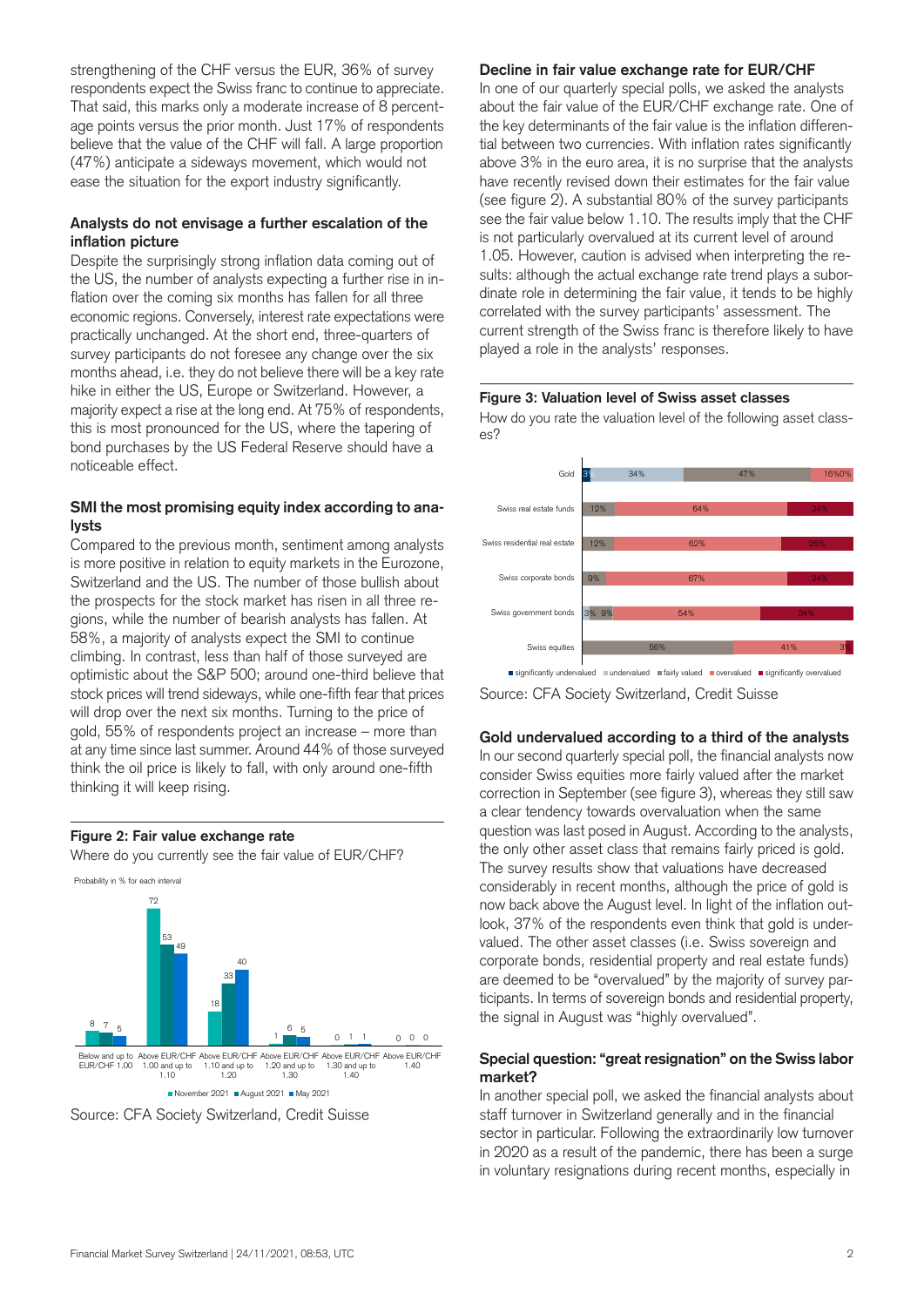strengthening of the CHF versus the EUR, 36% of survey respondents expect the Swiss franc to continue to appreciate. That said, this marks only a moderate increase of 8 percentage points versus the prior month. Just 17% of respondents believe that the value of the CHF will fall. A large proportion (47%) anticipate a sideways movement, which would not ease the situation for the export industry significantly.

### Analysts do not envisage a further escalation of the inflation picture

Despite the surprisingly strong inflation data coming out of the US, the number of analysts expecting a further rise in inflation over the coming six months has fallen for all three economic regions. Conversely, interest rate expectations were practically unchanged. At the short end, three-quarters of survey participants do not foresee any change over the six months ahead, i.e. they do not believe there will be a key rate hike in either the US, Europe or Switzerland. However, a majority expect a rise at the long end. At 75% of respondents, this is most pronounced for the US, where the tapering of bond purchases by the US Federal Reserve should have a noticeable effect.

### SMI the most promising equity index according to analysts

Compared to the previous month, sentiment among analysts is more positive in relation to equity markets in the Eurozone, Switzerland and the US. The number of those bullish about the prospects for the stock market has risen in all three regions, while the number of bearish analysts has fallen. At 58%, a majority of analysts expect the SMI to continue climbing. In contrast, less than half of those surveyed are optimistic about the S&P 500; around one-third believe that stock prices will trend sideways, while one-fifth fear that prices will drop over the next six months. Turning to the price of gold, 55% of respondents project an increase – more than at any time since last summer. Around 44% of those surveyed think the oil price is likely to fall, with only around one-fifth thinking it will keep rising.

**Figure 2: Fair value exchange rate**

Where do you currently see the fair value of EUR/CHF?

Probability in % for each interval

| Interval | November 2021 | August 2021 | May 2021 |
|---|---|---|---|
| Below and up to EUR/CHF 1.00 | 8 | 7 | 5 |
| Above EUR/CHF 1.00 and up to 1.10 | 72 | 53 | 49 |
| Above EUR/CHF 1.10 and up to 1.20 | 18 | 33 | 40 |
| Above EUR/CHF 1.20 and up to 1.30 | 1 | 6 | 5 |
| Above EUR/CHF 1.30 and up to 1.40 | 0 | 1 | 1 |
| Above EUR/CHF 1.40 | 0 | 0 | 0 |

Source: CFA Society Switzerland, Credit Suisse

### Decline in fair value exchange rate for EUR/CHF

In one of our quarterly special polls, we asked the analysts about the fair value of the EUR/CHF exchange rate. One of the key determinants of the fair value is the inflation differential between two currencies. With inflation rates significantly above 3% in the euro area, it is no surprise that the analysts have recently revised down their estimates for the fair value (see figure 2). A substantial 80% of the survey participants see the fair value below 1.10. The results imply that the CHF is not particularly overvalued at its current level of around 1.05. However, caution is advised when interpreting the results: although the actual exchange rate trend plays a subordinate role in determining the fair value, it tends to be highly correlated with the survey participants' assessment. The current strength of the Swiss franc is therefore likely to have played a role in the analysts' responses.

**Figure 3: Valuation level of Swiss asset classes**

How do you rate the valuation level of the following asset classes?

| Asset class | significantly undervalued | undervalued | fairly valued | overvalued | significantly overvalued |
|---|---|---|---|---|---|
| Gold | 3% | 34% | 47% | 16% | 0% |
| Swiss real estate funds | | | 12% | 64% | 24% |
| Swiss residential real estate | | | 12% | 62% | 26% |
| Swiss corporate bonds | | | 9% | 67% | 24% |
| Swiss government bonds | | 3% | 9% | 54% | 34% |
| Swiss equities | | | 56% | 41% | 3% |

Source: CFA Society Switzerland, Credit Suisse

### Gold undervalued according to a third of the analysts

In our second quarterly special poll, the financial analysts now consider Swiss equities more fairly valued after the market correction in September (see figure 3), whereas they still saw a clear tendency towards overvaluation when the same question was last posed in August. According to the analysts, the only other asset class that remains fairly priced is gold. The survey results show that valuations have decreased considerably in recent months, although the price of gold is now back above the August level. In light of the inflation outlook, 37% of the respondents even think that gold is undervalued. The other asset classes (i.e. Swiss sovereign and corporate bonds, residential property and real estate funds) are deemed to be "overvalued" by the majority of survey participants. In terms of sovereign bonds and residential property, the signal in August was "highly overvalued".

### Special question: "great resignation" on the Swiss labor market?

In another special poll, we asked the financial analysts about staff turnover in Switzerland generally and in the financial sector in particular. Following the extraordinarily low turnover in 2020 as a result of the pandemic, there has been a surge in voluntary resignations during recent months, especially in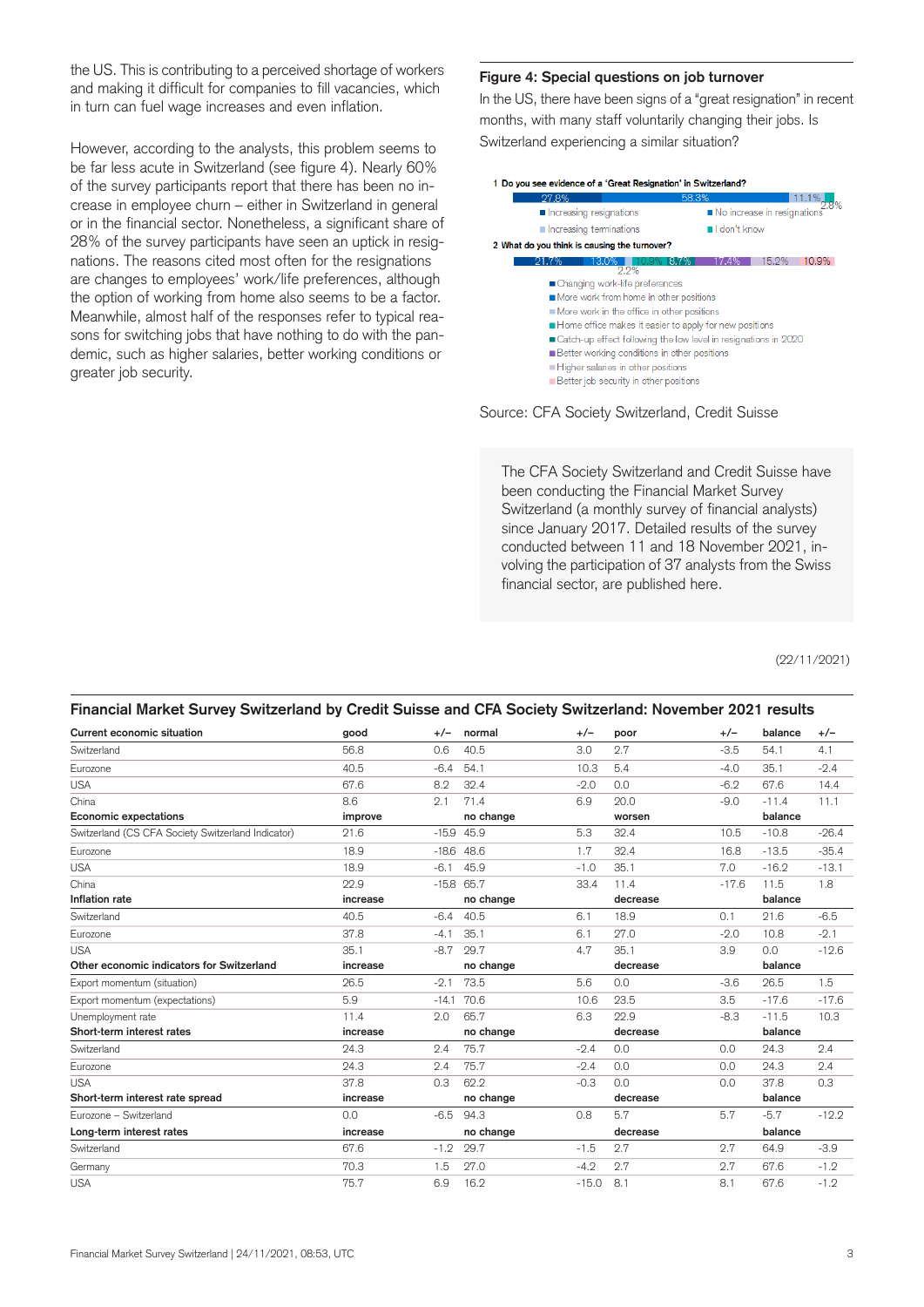the US. This is contributing to a perceived shortage of workers and making it difficult for companies to fill vacancies, which in turn can fuel wage increases and even inflation.

However, according to the analysts, this problem seems to be far less acute in Switzerland (see figure 4). Nearly 60% of the survey participants report that there has been no increase in employee churn – either in Switzerland in general or in the financial sector. Nonetheless, a significant share of 28% of the survey participants have seen an uptick in resignations. The reasons cited most often for the resignations are changes to employees' work/life preferences, although the option of working from home also seems to be a factor. Meanwhile, almost half of the responses refer to typical reasons for switching jobs that have nothing to do with the pandemic, such as higher salaries, better working conditions or greater job security.

**Figure 4: Special questions on job turnover**

In the US, there have been signs of a "great resignation" in recent months, with many staff voluntarily changing their jobs. Is Switzerland experiencing a similar situation?

1 Do you see evidence of a 'Great Resignation' in Switzerland?

27.8% | 58.3% | 11.1% | 2.8%

- Increasing resignations
- No increase in resignations
- Increasing terminations
- I don't know

2 What do you think is causing the turnover?

21.7% | 13.0% | 2.2% | 10.9% | 8.7% | 17.4% | 15.2% | 10.9%

- Changing work-life preferences
- More work from home in other positions
- More work in the office in other positions
- Home office makes it easier to apply for new positions
- Catch-up effect following the low level in resignations in 2020
- Better working conditions in other positions
- Higher salaries in other positions
- Better job security in other positions

Source: CFA Society Switzerland, Credit Suisse

The CFA Society Switzerland and Credit Suisse have been conducting the Financial Market Survey Switzerland (a monthly survey of financial analysts) since January 2017. Detailed results of the survey conducted between 11 and 18 November 2021, involving the participation of 37 analysts from the Swiss financial sector, are published here.

(22/11/2021)

## Financial Market Survey Switzerland by Credit Suisse and CFA Society Switzerland: November 2021 results

| **Current economic situation** | **good** | **+/–** | **normal** | **+/–** | **poor** | **+/–** | **balance** | **+/–** |
|---|---|---|---|---|---|---|---|---|
| Switzerland | 56.8 | 0.6 | 40.5 | 3.0 | 2.7 | -3.5 | 54.1 | 4.1 |
| Eurozone | 40.5 | -6.4 | 54.1 | 10.3 | 5.4 | -4.0 | 35.1 | -2.4 |
| USA | 67.6 | 8.2 | 32.4 | -2.0 | 0.0 | -6.2 | 67.6 | 14.4 |
| China | 8.6 | 2.1 | 71.4 | 6.9 | 20.0 | -9.0 | -11.4 | 11.1 |
| **Economic expectations** | **improve** | | **no change** | | **worsen** | | **balance** | |
| Switzerland (CS CFA Society Switzerland Indicator) | 21.6 | -15.9 | 45.9 | 5.3 | 32.4 | 10.5 | -10.8 | -26.4 |
| Eurozone | 18.9 | -18.6 | 48.6 | 1.7 | 32.4 | 16.8 | -13.5 | -35.4 |
| USA | 18.9 | -6.1 | 45.9 | -1.0 | 35.1 | 7.0 | -16.2 | -13.1 |
| China | 22.9 | -15.8 | 65.7 | 33.4 | 11.4 | -17.6 | 11.5 | 1.8 |
| **Inflation rate** | **increase** | | **no change** | | **decrease** | | **balance** | |
| Switzerland | 40.5 | -6.4 | 40.5 | 6.1 | 18.9 | 0.1 | 21.6 | -6.5 |
| Eurozone | 37.8 | -4.1 | 35.1 | 6.1 | 27.0 | -2.0 | 10.8 | -2.1 |
| USA | 35.1 | -8.7 | 29.7 | 4.7 | 35.1 | 3.9 | 0.0 | -12.6 |
| **Other economic indicators for Switzerland** | **increase** | | **no change** | | **decrease** | | **balance** | |
| Export momentum (situation) | 26.5 | -2.1 | 73.5 | 5.6 | 0.0 | -3.6 | 26.5 | 1.5 |
| Export momentum (expectations) | 5.9 | -14.1 | 70.6 | 10.6 | 23.5 | 3.5 | -17.6 | -17.6 |
| Unemployment rate | 11.4 | 2.0 | 65.7 | 6.3 | 22.9 | -8.3 | -11.5 | 10.3 |
| **Short-term interest rates** | **increase** | | **no change** | | **decrease** | | **balance** | |
| Switzerland | 24.3 | 2.4 | 75.7 | -2.4 | 0.0 | 0.0 | 24.3 | 2.4 |
| Eurozone | 24.3 | 2.4 | 75.7 | -2.4 | 0.0 | 0.0 | 24.3 | 2.4 |
| USA | 37.8 | 0.3 | 62.2 | -0.3 | 0.0 | 0.0 | 37.8 | 0.3 |
| **Short-term interest rate spread** | **increase** | | **no change** | | **decrease** | | **balance** | |
| Eurozone – Switzerland | 0.0 | -6.5 | 94.3 | 0.8 | 5.7 | 5.7 | -5.7 | -12.2 |
| **Long-term interest rates** | **increase** | | **no change** | | **decrease** | | **balance** | |
| Switzerland | 67.6 | -1.2 | 29.7 | -1.5 | 2.7 | 2.7 | 64.9 | -3.9 |
| Germany | 70.3 | 1.5 | 27.0 | -4.2 | 2.7 | 2.7 | 67.6 | -1.2 |
| USA | 75.7 | 6.9 | 16.2 | -15.0 | 8.1 | 8.1 | 67.6 | -1.2 |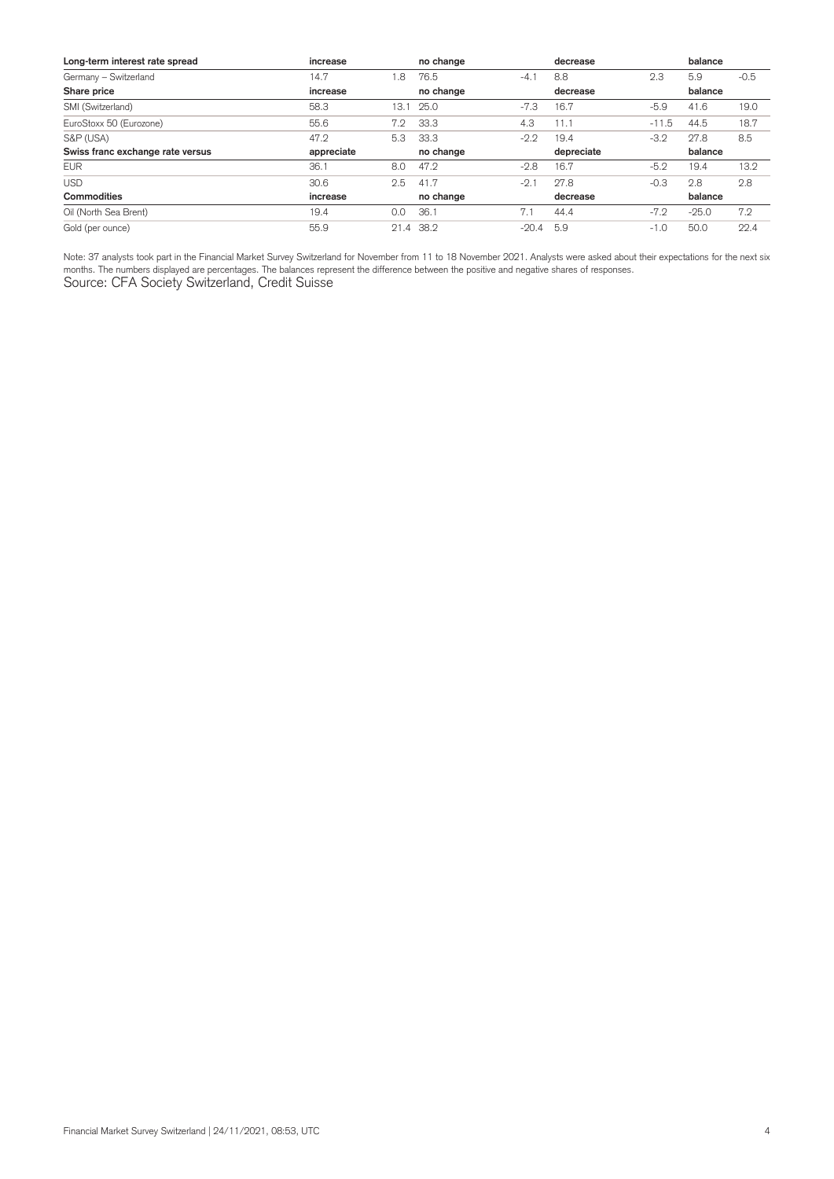| Long-term interest rate spread | increase | | no change | | decrease | | balance | |
|---|---|---|---|---|---|---|---|---|
| Germany – Switzerland | 14.7 | 1.8 | 76.5 | -4.1 | 8.8 | 2.3 | 5.9 | -0.5 |
| **Share price** | **increase** | | **no change** | | **decrease** | | **balance** | |
| SMI (Switzerland) | 58.3 | 13.1 | 25.0 | -7.3 | 16.7 | -5.9 | 41.6 | 19.0 |
| EuroStoxx 50 (Eurozone) | 55.6 | 7.2 | 33.3 | 4.3 | 11.1 | -11.5 | 44.5 | 18.7 |
| S&P (USA) | 47.2 | 5.3 | 33.3 | -2.2 | 19.4 | -3.2 | 27.8 | 8.5 |
| **Swiss franc exchange rate versus** | **appreciate** | | **no change** | | **depreciate** | | **balance** | |
| EUR | 36.1 | 8.0 | 47.2 | -2.8 | 16.7 | -5.2 | 19.4 | 13.2 |
| USD | 30.6 | 2.5 | 41.7 | -2.1 | 27.8 | -0.3 | 2.8 | 2.8 |
| **Commodities** | **increase** | | **no change** | | **decrease** | | **balance** | |
| Oil (North Sea Brent) | 19.4 | 0.0 | 36.1 | 7.1 | 44.4 | -7.2 | -25.0 | 7.2 |
| Gold (per ounce) | 55.9 | 21.4 | 38.2 | -20.4 | 5.9 | -1.0 | 50.0 | 22.4 |

Note: 37 analysts took part in the Financial Market Survey Switzerland for November from 11 to 18 November 2021. Analysts were asked about their expectations for the next six months. The numbers displayed are percentages. The balances represent the difference between the positive and negative shares of responses.

Source: CFA Society Switzerland, Credit Suisse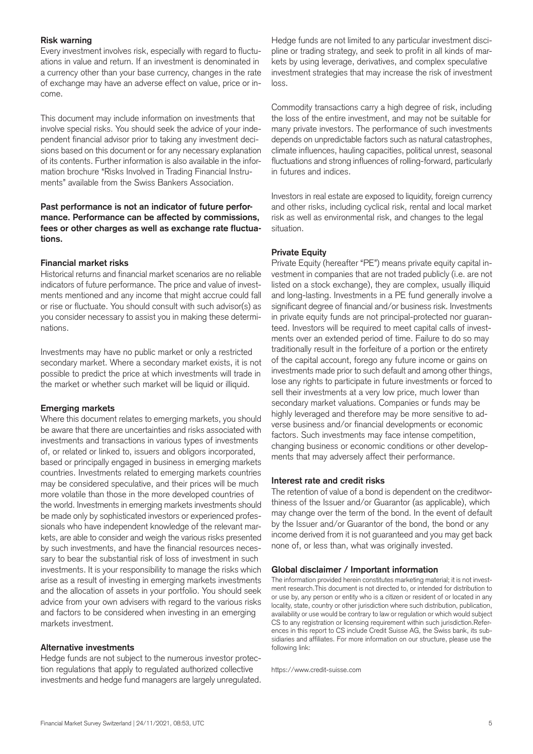### Risk warning

Every investment involves risk, especially with regard to fluctuations in value and return. If an investment is denominated in a currency other than your base currency, changes in the rate of exchange may have an adverse effect on value, price or income.

This document may include information on investments that involve special risks. You should seek the advice of your independent financial advisor prior to taking any investment decisions based on this document or for any necessary explanation of its contents. Further information is also available in the information brochure "Risks Involved in Trading Financial Instruments" available from the Swiss Bankers Association.

**Past performance is not an indicator of future performance. Performance can be affected by commissions, fees or other charges as well as exchange rate fluctuations.**

### Financial market risks

Historical returns and financial market scenarios are no reliable indicators of future performance. The price and value of investments mentioned and any income that might accrue could fall or rise or fluctuate. You should consult with such advisor(s) as you consider necessary to assist you in making these determinations.

Investments may have no public market or only a restricted secondary market. Where a secondary market exists, it is not possible to predict the price at which investments will trade in the market or whether such market will be liquid or illiquid.

### Emerging markets

Where this document relates to emerging markets, you should be aware that there are uncertainties and risks associated with investments and transactions in various types of investments of, or related or linked to, issuers and obligors incorporated, based or principally engaged in business in emerging markets countries. Investments related to emerging markets countries may be considered speculative, and their prices will be much more volatile than those in the more developed countries of the world. Investments in emerging markets investments should be made only by sophisticated investors or experienced professionals who have independent knowledge of the relevant markets, are able to consider and weigh the various risks presented by such investments, and have the financial resources necessary to bear the substantial risk of loss of investment in such investments. It is your responsibility to manage the risks which arise as a result of investing in emerging markets investments and the allocation of assets in your portfolio. You should seek advice from your own advisers with regard to the various risks and factors to be considered when investing in an emerging markets investment.

### Alternative investments

Hedge funds are not subject to the numerous investor protection regulations that apply to regulated authorized collective investments and hedge fund managers are largely unregulated. Hedge funds are not limited to any particular investment discipline or trading strategy, and seek to profit in all kinds of markets by using leverage, derivatives, and complex speculative investment strategies that may increase the risk of investment loss.

Commodity transactions carry a high degree of risk, including the loss of the entire investment, and may not be suitable for many private investors. The performance of such investments depends on unpredictable factors such as natural catastrophes, climate influences, hauling capacities, political unrest, seasonal fluctuations and strong influences of rolling-forward, particularly in futures and indices.

Investors in real estate are exposed to liquidity, foreign currency and other risks, including cyclical risk, rental and local market risk as well as environmental risk, and changes to the legal situation.

### Private Equity

Private Equity (hereafter "PE") means private equity capital investment in companies that are not traded publicly (i.e. are not listed on a stock exchange), they are complex, usually illiquid and long-lasting. Investments in a PE fund generally involve a significant degree of financial and/or business risk. Investments in private equity funds are not principal-protected nor guaranteed. Investors will be required to meet capital calls of investments over an extended period of time. Failure to do so may traditionally result in the forfeiture of a portion or the entirety of the capital account, forego any future income or gains on investments made prior to such default and among other things, lose any rights to participate in future investments or forced to sell their investments at a very low price, much lower than secondary market valuations. Companies or funds may be highly leveraged and therefore may be more sensitive to adverse business and/or financial developments or economic factors. Such investments may face intense competition, changing business or economic conditions or other developments that may adversely affect their performance.

### Interest rate and credit risks

The retention of value of a bond is dependent on the creditworthiness of the Issuer and/or Guarantor (as applicable), which may change over the term of the bond. In the event of default by the Issuer and/or Guarantor of the bond, the bond or any income derived from it is not guaranteed and you may get back none of, or less than, what was originally invested.

### Global disclaimer / Important information

The information provided herein constitutes marketing material; it is not investment research.This document is not directed to, or intended for distribution to or use by, any person or entity who is a citizen or resident of or located in any locality, state, country or other jurisdiction where such distribution, publication, availability or use would be contrary to law or regulation or which would subject CS to any registration or licensing requirement within such jurisdiction.References in this report to CS include Credit Suisse AG, the Swiss bank, its subsidiaries and affiliates. For more information on our structure, please use the following link:

https://www.credit-suisse.com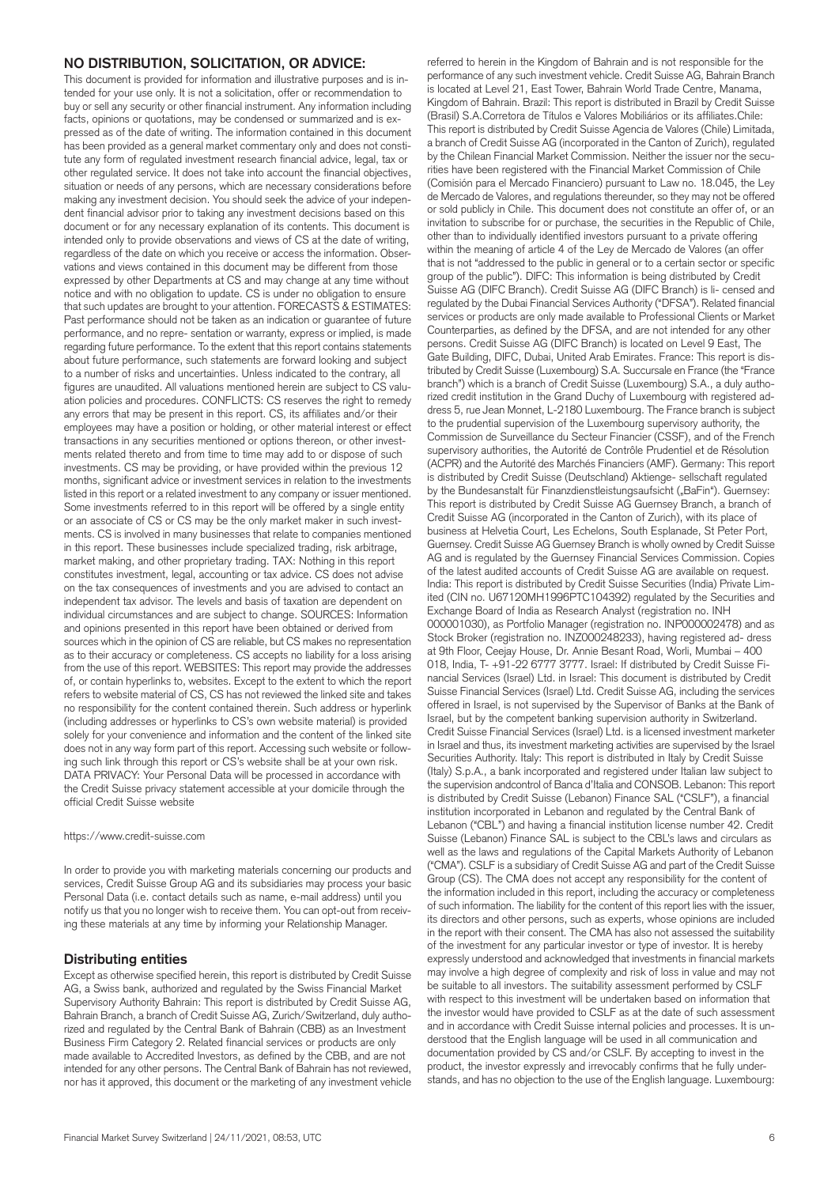## NO DISTRIBUTION, SOLICITATION, OR ADVICE:

This document is provided for information and illustrative purposes and is intended for your use only. It is not a solicitation, offer or recommendation to buy or sell any security or other financial instrument. Any information including facts, opinions or quotations, may be condensed or summarized and is expressed as of the date of writing. The information contained in this document has been provided as a general market commentary only and does not constitute any form of regulated investment research financial advice, legal, tax or other regulated service. It does not take into account the financial objectives, situation or needs of any persons, which are necessary considerations before making any investment decision. You should seek the advice of your independent financial advisor prior to taking any investment decisions based on this document or for any necessary explanation of its contents. This document is intended only to provide observations and views of CS at the date of writing, regardless of the date on which you receive or access the information. Observations and views contained in this document may be different from those expressed by other Departments at CS and may change at any time without notice and with no obligation to update. CS is under no obligation to ensure that such updates are brought to your attention. FORECASTS & ESTIMATES: Past performance should not be taken as an indication or guarantee of future performance, and no repre- sentation or warranty, express or implied, is made regarding future performance. To the extent that this report contains statements about future performance, such statements are forward looking and subject to a number of risks and uncertainties. Unless indicated to the contrary, all figures are unaudited. All valuations mentioned herein are subject to CS valuation policies and procedures. CONFLICTS: CS reserves the right to remedy any errors that may be present in this report. CS, its affiliates and/or their employees may have a position or holding, or other material interest or effect transactions in any securities mentioned or options thereon, or other investments related thereto and from time to time may add to or dispose of such investments. CS may be providing, or have provided within the previous 12 months, significant advice or investment services in relation to the investments listed in this report or a related investment to any company or issuer mentioned. Some investments referred to in this report will be offered by a single entity or an associate of CS or CS may be the only market maker in such investments. CS is involved in many businesses that relate to companies mentioned in this report. These businesses include specialized trading, risk arbitrage, market making, and other proprietary trading. TAX: Nothing in this report constitutes investment, legal, accounting or tax advice. CS does not advise on the tax consequences of investments and you are advised to contact an independent tax advisor. The levels and basis of taxation are dependent on individual circumstances and are subject to change. SOURCES: Information and opinions presented in this report have been obtained or derived from sources which in the opinion of CS are reliable, but CS makes no representation as to their accuracy or completeness. CS accepts no liability for a loss arising from the use of this report. WEBSITES: This report may provide the addresses of, or contain hyperlinks to, websites. Except to the extent to which the report refers to website material of CS, CS has not reviewed the linked site and takes no responsibility for the content contained therein. Such address or hyperlink (including addresses or hyperlinks to CS's own website material) is provided solely for your convenience and information and the content of the linked site does not in any way form part of this report. Accessing such website or following such link through this report or CS's website shall be at your own risk. DATA PRIVACY: Your Personal Data will be processed in accordance with the Credit Suisse privacy statement accessible at your domicile through the official Credit Suisse website

https://www.credit-suisse.com

In order to provide you with marketing materials concerning our products and services, Credit Suisse Group AG and its subsidiaries may process your basic Personal Data (i.e. contact details such as name, e-mail address) until you notify us that you no longer wish to receive them. You can opt-out from receiving these materials at any time by informing your Relationship Manager.

### Distributing entities

Except as otherwise specified herein, this report is distributed by Credit Suisse AG, a Swiss bank, authorized and regulated by the Swiss Financial Market Supervisory Authority Bahrain: This report is distributed by Credit Suisse AG, Bahrain Branch, a branch of Credit Suisse AG, Zurich/Switzerland, duly authorized and regulated by the Central Bank of Bahrain (CBB) as an Investment Business Firm Category 2. Related financial services or products are only made available to Accredited Investors, as defined by the CBB, and are not intended for any other persons. The Central Bank of Bahrain has not reviewed, nor has it approved, this document or the marketing of any investment vehicle referred to herein in the Kingdom of Bahrain and is not responsible for the performance of any such investment vehicle. Credit Suisse AG, Bahrain Branch is located at Level 21, East Tower, Bahrain World Trade Centre, Manama, Kingdom of Bahrain. Brazil: This report is distributed in Brazil by Credit Suisse (Brasil) S.A.Corretora de Títulos e Valores Mobiliários or its affiliates.Chile: This report is distributed by Credit Suisse Agencia de Valores (Chile) Limitada, a branch of Credit Suisse AG (incorporated in the Canton of Zurich), regulated by the Chilean Financial Market Commission. Neither the issuer nor the securities have been registered with the Financial Market Commission of Chile (Comisión para el Mercado Financiero) pursuant to Law no. 18.045, the Ley de Mercado de Valores, and regulations thereunder, so they may not be offered or sold publicly in Chile. This document does not constitute an offer of, or an invitation to subscribe for or purchase, the securities in the Republic of Chile, other than to individually identified investors pursuant to a private offering within the meaning of article 4 of the Ley de Mercado de Valores (an offer that is not "addressed to the public in general or to a certain sector or specific group of the public"). DIFC: This information is being distributed by Credit Suisse AG (DIFC Branch). Credit Suisse AG (DIFC Branch) is li- censed and regulated by the Dubai Financial Services Authority ("DFSA"). Related financial services or products are only made available to Professional Clients or Market Counterparties, as defined by the DFSA, and are not intended for any other persons. Credit Suisse AG (DIFC Branch) is located on Level 9 East, The Gate Building, DIFC, Dubai, United Arab Emirates. France: This report is distributed by Credit Suisse (Luxembourg) S.A. Succursale en France (the "France branch") which is a branch of Credit Suisse (Luxembourg) S.A., a duly authorized credit institution in the Grand Duchy of Luxembourg with registered address 5, rue Jean Monnet, L-2180 Luxembourg. The France branch is subject to the prudential supervision of the Luxembourg supervisory authority, the Commission de Surveillance du Secteur Financier (CSSF), and of the French supervisory authorities, the Autorité de Contrôle Prudentiel et de Résolution (ACPR) and the Autorité des Marchés Financiers (AMF). Germany: This report is distributed by Credit Suisse (Deutschland) Aktienge- sellschaft regulated by the Bundesanstalt für Finanzdienstleistungsaufsicht („BaFin"). Guernsey: This report is distributed by Credit Suisse AG Guernsey Branch, a branch of Credit Suisse AG (incorporated in the Canton of Zurich), with its place of business at Helvetia Court, Les Echelons, South Esplanade, St Peter Port, Guernsey. Credit Suisse AG Guernsey Branch is wholly owned by Credit Suisse AG and is regulated by the Guernsey Financial Services Commission. Copies of the latest audited accounts of Credit Suisse AG are available on request. India: This report is distributed by Credit Suisse Securities (India) Private Limited (CIN no. U67120MH1996PTC104392) regulated by the Securities and Exchange Board of India as Research Analyst (registration no. INH 000001030), as Portfolio Manager (registration no. INP000002478) and as Stock Broker (registration no. INZ000248233), having registered ad- dress at 9th Floor, Ceejay House, Dr. Annie Besant Road, Worli, Mumbai – 400 018, India, T- +91-22 6777 3777. Israel: If distributed by Credit Suisse Financial Services (Israel) Ltd. in Israel: This document is distributed by Credit Suisse Financial Services (Israel) Ltd. Credit Suisse AG, including the services offered in Israel, is not supervised by the Supervisor of Banks at the Bank of Israel, but by the competent banking supervision authority in Switzerland. Credit Suisse Financial Services (Israel) Ltd. is a licensed investment marketer in Israel and thus, its investment marketing activities are supervised by the Israel Securities Authority. Italy: This report is distributed in Italy by Credit Suisse (Italy) S.p.A., a bank incorporated and registered under Italian law subject to the supervision andcontrol of Banca d'Italia and CONSOB. Lebanon: This report is distributed by Credit Suisse (Lebanon) Finance SAL ("CSLF"), a financial institution incorporated in Lebanon and regulated by the Central Bank of Lebanon ("CBL") and having a financial institution license number 42. Credit Suisse (Lebanon) Finance SAL is subject to the CBL's laws and circulars as well as the laws and regulations of the Capital Markets Authority of Lebanon ("CMA"). CSLF is a subsidiary of Credit Suisse AG and part of the Credit Suisse Group (CS). The CMA does not accept any responsibility for the content of the information included in this report, including the accuracy or completeness of such information. The liability for the content of this report lies with the issuer, its directors and other persons, such as experts, whose opinions are included in the report with their consent. The CMA has also not assessed the suitability of the investment for any particular investor or type of investor. It is hereby expressly understood and acknowledged that investments in financial markets may involve a high degree of complexity and risk of loss in value and may not be suitable to all investors. The suitability assessment performed by CSLF with respect to this investment will be undertaken based on information that the investor would have provided to CSLF as at the date of such assessment and in accordance with Credit Suisse internal policies and processes. It is understood that the English language will be used in all communication and documentation provided by CS and/or CSLF. By accepting to invest in the product, the investor expressly and irrevocably confirms that he fully understands, and has no objection to the use of the English language. Luxembourg: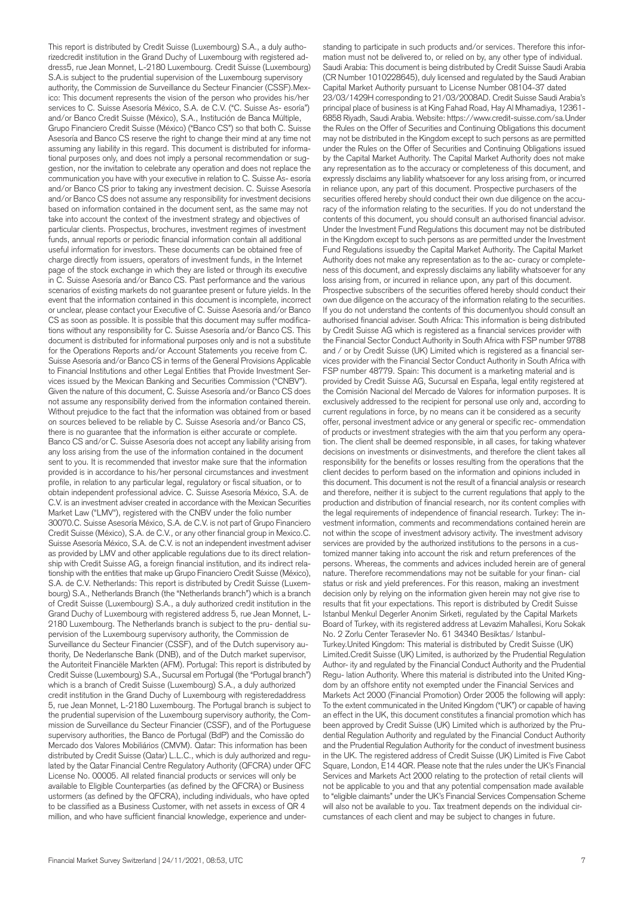This report is distributed by Credit Suisse (Luxembourg) S.A., a duly authorizedcredit institution in the Grand Duchy of Luxembourg with registered address5, rue Jean Monnet, L-2180 Luxembourg. Credit Suisse (Luxembourg) S.A.is subject to the prudential supervision of the Luxembourg supervisory authority, the Commission de Surveillance du Secteur Financier (CSSF).Mexico: This document represents the vision of the person who provides his/her services to C. Suisse Asesoría México, S.A. de C.V. ("C. Suisse Asesoría") and/or Banco Credit Suisse (México), S.A., Institución de Banca Múltiple, Grupo Financiero Credit Suisse (México) ("Banco CS") so that both C. Suisse Asesoría and Banco CS reserve the right to change their mind at any time not assuming any liability in this regard. This document is distributed for informational purposes only, and does not imply a personal recommendation or suggestion, nor the invitation to celebrate any operation and does not replace the communication you have with your executive in relation to C. Suisse Asesoría and/or Banco CS prior to taking any investment decision. C. Suisse Asesoría and/or Banco CS does not assume any responsibility for investment decisions based on information contained in the document sent, as the same may not take into account the context of the investment strategy and objectives of particular clients. Prospectus, brochures, investment regimes of investment funds, annual reports or periodic financial information contain all additional useful information for investors. These documents can be obtained free of charge directly from issuers, operators of investment funds, in the Internet page of the stock exchange in which they are listed or through its executive in C. Suisse Asesoría and/or Banco CS. Past performance and the various scenarios of existing markets do not guarantee present or future yields. In the event that the information contained in this document is incomplete, incorrect or unclear, please contact your Executive of C. Suisse Asesoría and/or Banco CS as soon as possible. It is possible that this document may suffer modifications without any responsibility for C. Suisse Asesoría and/or Banco CS. This document is distributed for informational purposes only and is not a substitute for the Operations Reports and/or Account Statements you receive from C. Suisse Asesoría and/or Banco CS in terms of the General Provisions Applicable to Financial Institutions and other Legal Entities that Provide Investment Services issued by the Mexican Banking and Securities Commission ("CNBV"). Given the nature of this document, C. Suisse Asesoría and/or Banco CS does not assume any responsibility derived from the information contained therein. Without prejudice to the fact that the information was obtained from or based on sources believed to be reliable by C. Suisse Asesoría and/or Banco CS, there is no guarantee that the information is either accurate or complete. Banco CS and/or C. Suisse Asesoría does not accept any liability arising from any loss arising from the use of the information contained in the document sent to you. It is recommended that investor make sure that the information provided is in accordance to his/her personal circumstances and investment profile, in relation to any particular legal, regulatory or fiscal situation, or to obtain independent professional advice. C. Suisse Asesoría México, S.A. de C.V. is an investment adviser created in accordance with the Mexican Securities Market Law ("LMV"), registered with the CNBV under the folio number 30070.C. Suisse Asesoría México, S.A. de C.V. is not part of Grupo Financiero Credit Suisse (México), S.A. de C.V., or any other financial group in Mexico.C. Suisse Asesoría México, S.A. de C.V. is not an independent investment adviser as provided by LMV and other applicable regulations due to its direct relationship with Credit Suisse AG, a foreign financial institution, and its indirect relationship with the entities that make up Grupo Financiero Credit Suisse (México), S.A. de C.V. Netherlands: This report is distributed by Credit Suisse (Luxembourg) S.A., Netherlands Branch (the "Netherlands branch") which is a branch of Credit Suisse (Luxembourg) S.A., a duly authorized credit institution in the Grand Duchy of Luxembourg with registered address 5, rue Jean Monnet, L-2180 Luxembourg. The Netherlands branch is subject to the prudential supervision of the Luxembourg supervisory authority, the Commission de Surveillance du Secteur Financier (CSSF), and of the Dutch supervisory authority, De Nederlansche Bank (DNB), and of the Dutch market supervisor, the Autoriteit Financiële Markten (AFM). Portugal: This report is distributed by Credit Suisse (Luxembourg) S.A., Sucursal em Portugal (the "Portugal branch") which is a branch of Credit Suisse (Luxembourg) S.A., a duly authorized credit institution in the Grand Duchy of Luxembourg with registeredaddress 5, rue Jean Monnet, L-2180 Luxembourg. The Portugal branch is subject to the prudential supervision of the Luxembourg supervisory authority, the Commission de Surveillance du Secteur Financier (CSSF), and of the Portuguese supervisory authorities, the Banco de Portugal (BdP) and the Comissão do Mercado dos Valores Mobiliários (CMVM). Qatar: This information has been distributed by Credit Suisse (Qatar) L.L.C., which is duly authorized and regulated by the Qatar Financial Centre Regulatory Authority (QFCRA) under QFC License No. 00005. All related financial products or services will only be available to Eligible Counterparties (as defined by the QFCRA) or Business ustormers (as defined by the QFCRA), including individuals, who have opted to be classified as a Business Customer, with net assets in excess of QR 4 million, and who have sufficient financial knowledge, experience and understanding to participate in such products and/or services. Therefore this information must not be delivered to, or relied on by, any other type of individual. Saudi Arabia: This document is being distributed by Credit Suisse Saudi Arabia (CR Number 1010228645), duly licensed and regulated by the Saudi Arabian Capital Market Authority pursuant to License Number 08104-37 dated 23/03/1429H corresponding to 21/03/2008AD. Credit Suisse Saudi Arabia's principal place of business is at King Fahad Road, Hay Al Mhamadiya, 12361-6858 Riyadh, Saudi Arabia. Website: https://www.credit-suisse.com/sa.Under the Rules on the Offer of Securities and Continuing Obligations this document may not be distributed in the Kingdom except to such persons as are permitted under the Rules on the Offer of Securities and Continuing Obligations issued by the Capital Market Authority. The Capital Market Authority does not make any representation as to the accuracy or completeness of this document, and expressly disclaims any liability whatsoever for any loss arising from, or incurred in reliance upon, any part of this document. Prospective purchasers of the securities offered hereby should conduct their own due diligence on the accuracy of the information relating to the securities. If you do not understand the contents of this document, you should consult an authorised financial advisor. Under the Investment Fund Regulations this document may not be distributed in the Kingdom except to such persons as are permitted under the Investment Fund Regulations issuedby the Capital Market Authority. The Capital Market Authority does not make any representation as to the accuracy or completeness of this document, and expressly disclaims any liability whatsoever for any loss arising from, or incurred in reliance upon, any part of this document. Prospective subscribers of the securities offered hereby should conduct their own due diligence on the accuracy of the information relating to the securities. If you do not understand the contents of this documentyou should consult an authorised financial adviser. South Africa: This information is being distributed by Credit Suisse AG which is registered as a financial services provider with the Financial Sector Conduct Authority in South Africa with FSP number 9788 and / or by Credit Suisse (UK) Limited which is registered as a financial services provider with the Financial Sector Conduct Authority in South Africa with FSP number 48779. Spain: This document is a marketing material and is provided by Credit Suisse AG, Sucursal en España, legal entity registered at the Comisión Nacional del Mercado de Valores for information purposes. It is exclusively addressed to the recipient for personal use only and, according to current regulations in force, by no means can it be considered as a security offer, personal investment advice or any general or specific recommendation of products or investment strategies with the aim that you perform any operation. The client shall be deemed responsible, in all cases, for taking whatever decisions on investments or disinvestments, and therefore the client takes all responsibility for the benefits or losses resulting from the operations that the client decides to perform based on the information and opinions included in this document. This document is not the result of a financial analysis or research and therefore, neither it is subject to the current regulations that apply to the production and distribution of financial research, nor its content complies with the legal requirements of independence of financial research. Turkey: The investment information, comments and recommendations contained herein are not within the scope of investment advisory activity. The investment advisory services are provided by the authorized institutions to the persons in a customized manner taking into account the risk and return preferences of the persons. Whereas, the comments and advices included herein are of general nature. Therefore recommendations may not be suitable for your financial status or risk and yield preferences. For this reason, making an investment decision only by relying on the information given herein may not give rise to results that fit your expectations. This report is distributed by Credit Suisse Istanbul Menkul Degerler Anonim Sirketi, regulated by the Capital Markets Board of Turkey, with its registered address at Levazim Mahallesi, Koru Sokak No. 2 Zorlu Center Terasevler No. 61 34340 Besiktas/ Istanbul-Turkey.United Kingdom: This material is distributed by Credit Suisse (UK) Limited.Credit Suisse (UK) Limited, is authorized by the Prudential Regulation Authority and regulated by the Financial Conduct Authority and the Prudential Regulation Authority. Where this material is distributed into the United Kingdom by an offshore entity not exempted under the Financial Services and Markets Act 2000 (Financial Promotion) Order 2005 the following will apply: To the extent communicated in the United Kingdom ("UK") or capable of having an effect in the UK, this document constitutes a financial promotion which has been approved by Credit Suisse (UK) Limited which is authorized by the Prudential Regulation Authority and regulated by the Financial Conduct Authority and the Prudential Regulation Authority for the conduct of investment business in the UK. The registered address of Credit Suisse (UK) Limited is Five Cabot Square, London, E14 4QR. Please note that the rules under the UK's Financial Services and Markets Act 2000 relating to the protection of retail clients will not be applicable to you and that any potential compensation made available to "eligible claimants" under the UK's Financial Services Compensation Scheme will also not be available to you. Tax treatment depends on the individual circumstances of each client and may be subject to changes in future.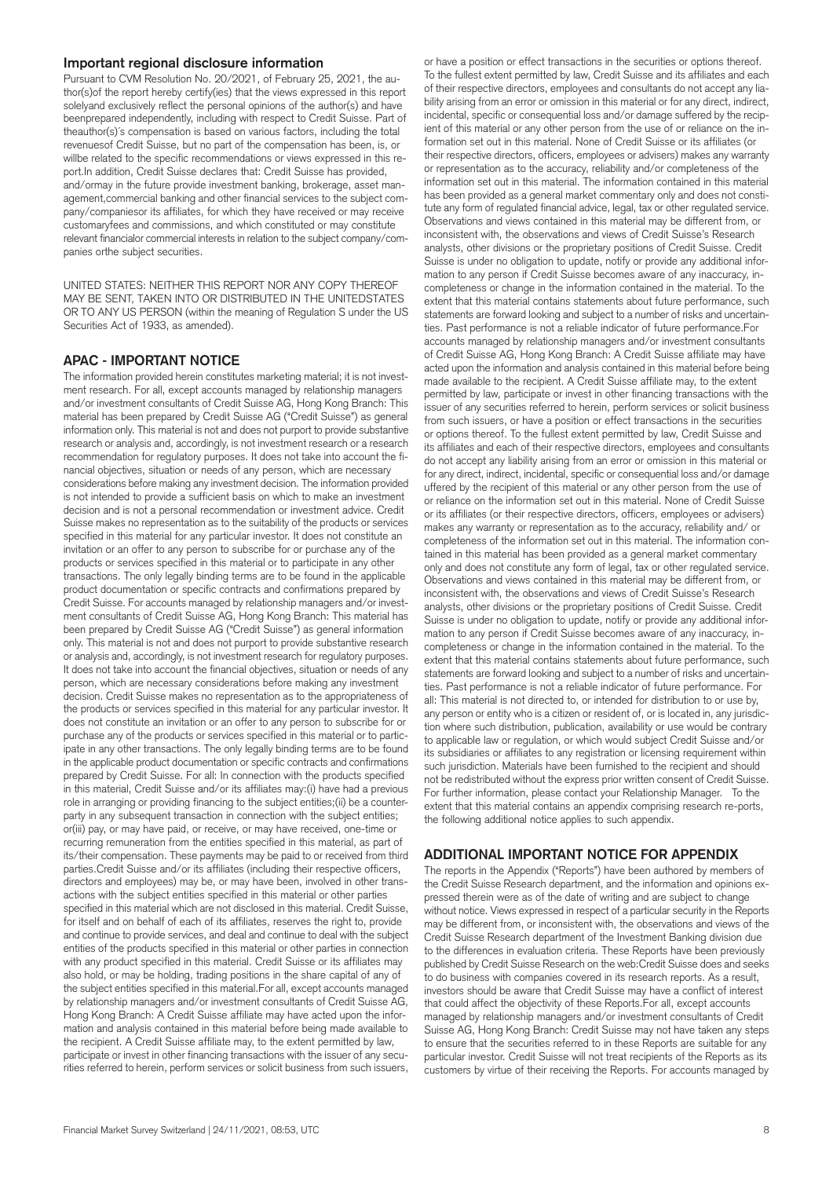## Important regional disclosure information

Pursuant to CVM Resolution No. 20/2021, of February 25, 2021, the author(s)of the report hereby certify(ies) that the views expressed in this report solelyand exclusively reflect the personal opinions of the author(s) and have beenprepared independently, including with respect to Credit Suisse. Part of theauthor(s)´s compensation is based on various factors, including the total revenuesof Credit Suisse, but no part of the compensation has been, is, or willbe related to the specific recommendations or views expressed in this report.In addition, Credit Suisse declares that: Credit Suisse has provided, and/ormay in the future provide investment banking, brokerage, asset management,commercial banking and other financial services to the subject company/companiesor its affiliates, for which they have received or may receive customaryfees and commissions, and which constituted or may constitute relevant financialor commercial interests in relation to the subject company/companies orthe subject securities.

UNITED STATES: NEITHER THIS REPORT NOR ANY COPY THEREOF MAY BE SENT, TAKEN INTO OR DISTRIBUTED IN THE UNITEDSTATES OR TO ANY US PERSON (within the meaning of Regulation S under the US Securities Act of 1933, as amended).

## APAC - IMPORTANT NOTICE

The information provided herein constitutes marketing material; it is not investment research. For all, except accounts managed by relationship managers and/or investment consultants of Credit Suisse AG, Hong Kong Branch: This material has been prepared by Credit Suisse AG ("Credit Suisse") as general information only. This material is not and does not purport to provide substantive research or analysis and, accordingly, is not investment research or a research recommendation for regulatory purposes. It does not take into account the financial objectives, situation or needs of any person, which are necessary considerations before making any investment decision. The information provided is not intended to provide a sufficient basis on which to make an investment decision and is not a personal recommendation or investment advice. Credit Suisse makes no representation as to the suitability of the products or services specified in this material for any particular investor. It does not constitute an invitation or an offer to any person to subscribe for or purchase any of the products or services specified in this material or to participate in any other transactions. The only legally binding terms are to be found in the applicable product documentation or specific contracts and confirmations prepared by Credit Suisse. For accounts managed by relationship managers and/or investment consultants of Credit Suisse AG, Hong Kong Branch: This material has been prepared by Credit Suisse AG ("Credit Suisse") as general information only. This material is not and does not purport to provide substantive research or analysis and, accordingly, is not investment research for regulatory purposes. It does not take into account the financial objectives, situation or needs of any person, which are necessary considerations before making any investment decision. Credit Suisse makes no representation as to the appropriateness of the products or services specified in this material for any particular investor. It does not constitute an invitation or an offer to any person to subscribe for or purchase any of the products or services specified in this material or to participate in any other transactions. The only legally binding terms are to be found in the applicable product documentation or specific contracts and confirmations prepared by Credit Suisse. For all: In connection with the products specified in this material, Credit Suisse and/or its affiliates may:(i) have had a previous role in arranging or providing financing to the subject entities;(ii) be a counterparty in any subsequent transaction in connection with the subject entities; or(iii) pay, or may have paid, or receive, or may have received, one-time or recurring remuneration from the entities specified in this material, as part of its/their compensation. These payments may be paid to or received from third parties.Credit Suisse and/or its affiliates (including their respective officers, directors and employees) may be, or may have been, involved in other transactions with the subject entities specified in this material or other parties specified in this material which are not disclosed in this material. Credit Suisse, for itself and on behalf of each of its affiliates, reserves the right to, provide and continue to provide services, and deal and continue to deal with the subject entities of the products specified in this material or other parties in connection with any product specified in this material. Credit Suisse or its affiliates may also hold, or may be holding, trading positions in the share capital of any of the subject entities specified in this material.For all, except accounts managed by relationship managers and/or investment consultants of Credit Suisse AG, Hong Kong Branch: A Credit Suisse affiliate may have acted upon the information and analysis contained in this material before being made available to the recipient. A Credit Suisse affiliate may, to the extent permitted by law, participate or invest in other financing transactions with the issuer of any securities referred to herein, perform services or solicit business from such issuers, or have a position or effect transactions in the securities or options thereof. To the fullest extent permitted by law, Credit Suisse and its affiliates and each of their respective directors, employees and consultants do not accept any liability arising from an error or omission in this material or for any direct, indirect, incidental, specific or consequential loss and/or damage suffered by the recipient of this material or any other person from the use of or reliance on the information set out in this material. None of Credit Suisse or its affiliates (or their respective directors, officers, employees or advisers) makes any warranty or representation as to the accuracy, reliability and/or completeness of the information set out in this material. The information contained in this material has been provided as a general market commentary only and does not constitute any form of regulated financial advice, legal, tax or other regulated service. Observations and views contained in this material may be different from, or inconsistent with, the observations and views of Credit Suisse's Research analysts, other divisions or the proprietary positions of Credit Suisse. Credit Suisse is under no obligation to update, notify or provide any additional information to any person if Credit Suisse becomes aware of any inaccuracy, incompleteness or change in the information contained in the material. To the extent that this material contains statements about future performance, such statements are forward looking and subject to a number of risks and uncertainties. Past performance is not a reliable indicator of future performance.For accounts managed by relationship managers and/or investment consultants of Credit Suisse AG, Hong Kong Branch: A Credit Suisse affiliate may have acted upon the information and analysis contained in this material before being made available to the recipient. A Credit Suisse affiliate may, to the extent permitted by law, participate or invest in other financing transactions with the issuer of any securities referred to herein, perform services or solicit business from such issuers, or have a position or effect transactions in the securities or options thereof. To the fullest extent permitted by law, Credit Suisse and its affiliates and each of their respective directors, employees and consultants do not accept any liability arising from an error or omission in this material or for any direct, indirect, incidental, specific or consequential loss and/or damage uffered by the recipient of this material or any other person from the use of or reliance on the information set out in this material. None of Credit Suisse or its affiliates (or their respective directors, officers, employees or advisers) makes any warranty or representation as to the accuracy, reliability and/ or completeness of the information set out in this material. The information contained in this material has been provided as a general market commentary only and does not constitute any form of legal, tax or other regulated service. Observations and views contained in this material may be different from, or inconsistent with, the observations and views of Credit Suisse's Research analysts, other divisions or the proprietary positions of Credit Suisse. Credit Suisse is under no obligation to update, notify or provide any additional information to any person if Credit Suisse becomes aware of any inaccuracy, incompleteness or change in the information contained in the material. To the extent that this material contains statements about future performance, such statements are forward looking and subject to a number of risks and uncertainties. Past performance is not a reliable indicator of future performance. For all: This material is not directed to, or intended for distribution to or use by, any person or entity who is a citizen or resident of, or is located in, any jurisdiction where such distribution, publication, availability or use would be contrary to applicable law or regulation, or which would subject Credit Suisse and/or its subsidiaries or affiliates to any registration or licensing requirement within such jurisdiction. Materials have been furnished to the recipient and should not be redistributed without the express prior written consent of Credit Suisse. For further information, please contact your Relationship Manager. To the extent that this material contains an appendix comprising research re-ports, the following additional notice applies to such appendix.

## ADDITIONAL IMPORTANT NOTICE FOR APPENDIX

The reports in the Appendix ("Reports") have been authored by members of the Credit Suisse Research department, and the information and opinions expressed therein were as of the date of writing and are subject to change without notice. Views expressed in respect of a particular security in the Reports may be different from, or inconsistent with, the observations and views of the Credit Suisse Research department of the Investment Banking division due to the differences in evaluation criteria. These Reports have been previously published by Credit Suisse Research on the web:Credit Suisse does and seeks to do business with companies covered in its research reports. As a result, investors should be aware that Credit Suisse may have a conflict of interest that could affect the objectivity of these Reports.For all, except accounts managed by relationship managers and/or investment consultants of Credit Suisse AG, Hong Kong Branch: Credit Suisse may not have taken any steps to ensure that the securities referred to in these Reports are suitable for any particular investor. Credit Suisse will not treat recipients of the Reports as its customers by virtue of their receiving the Reports. For accounts managed by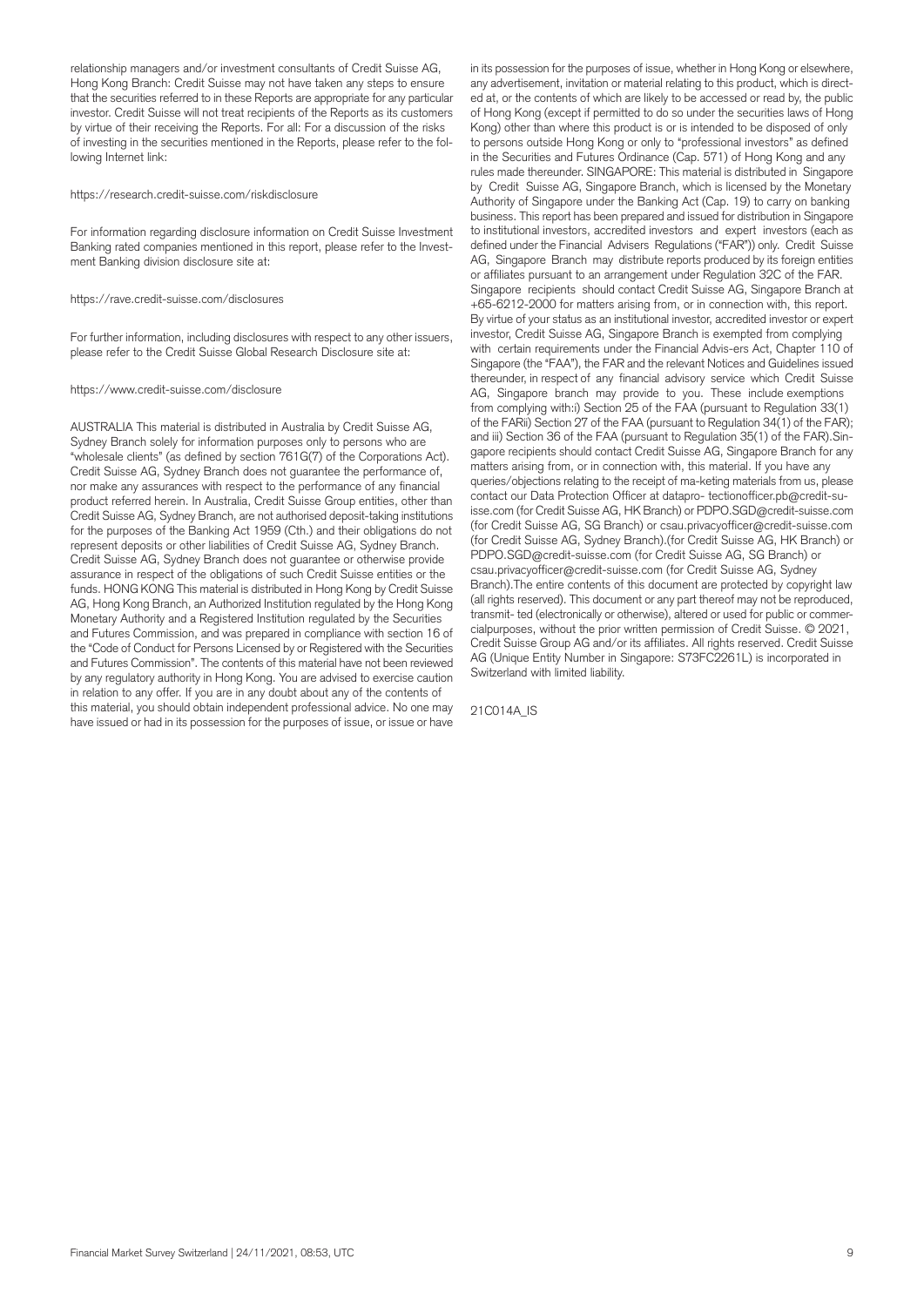relationship managers and/or investment consultants of Credit Suisse AG, Hong Kong Branch: Credit Suisse may not have taken any steps to ensure that the securities referred to in these Reports are appropriate for any particular investor. Credit Suisse will not treat recipients of the Reports as its customers by virtue of their receiving the Reports. For all: For a discussion of the risks of investing in the securities mentioned in the Reports, please refer to the following Internet link:

https://research.credit-suisse.com/riskdisclosure

For information regarding disclosure information on Credit Suisse Investment Banking rated companies mentioned in this report, please refer to the Investment Banking division disclosure site at:

https://rave.credit-suisse.com/disclosures

For further information, including disclosures with respect to any other issuers, please refer to the Credit Suisse Global Research Disclosure site at:

https://www.credit-suisse.com/disclosure

AUSTRALIA This material is distributed in Australia by Credit Suisse AG, Sydney Branch solely for information purposes only to persons who are "wholesale clients" (as defined by section 761G(7) of the Corporations Act). Credit Suisse AG, Sydney Branch does not guarantee the performance of, nor make any assurances with respect to the performance of any financial product referred herein. In Australia, Credit Suisse Group entities, other than Credit Suisse AG, Sydney Branch, are not authorised deposit-taking institutions for the purposes of the Banking Act 1959 (Cth.) and their obligations do not represent deposits or other liabilities of Credit Suisse AG, Sydney Branch. Credit Suisse AG, Sydney Branch does not guarantee or otherwise provide assurance in respect of the obligations of such Credit Suisse entities or the funds. HONG KONG This material is distributed in Hong Kong by Credit Suisse AG, Hong Kong Branch, an Authorized Institution regulated by the Hong Kong Monetary Authority and a Registered Institution regulated by the Securities and Futures Commission, and was prepared in compliance with section 16 of the "Code of Conduct for Persons Licensed by or Registered with the Securities and Futures Commission". The contents of this material have not been reviewed by any regulatory authority in Hong Kong. You are advised to exercise caution in relation to any offer. If you are in any doubt about any of the contents of this material, you should obtain independent professional advice. No one may have issued or had in its possession for the purposes of issue, or issue or have in its possession for the purposes of issue, whether in Hong Kong or elsewhere, any advertisement, invitation or material relating to this product, which is directed at, or the contents of which are likely to be accessed or read by, the public of Hong Kong (except if permitted to do so under the securities laws of Hong Kong) other than where this product is or is intended to be disposed of only to persons outside Hong Kong or only to "professional investors" as defined in the Securities and Futures Ordinance (Cap. 571) of Hong Kong and any rules made thereunder. SINGAPORE: This material is distributed in Singapore by Credit Suisse AG, Singapore Branch, which is licensed by the Monetary Authority of Singapore under the Banking Act (Cap. 19) to carry on banking business. This report has been prepared and issued for distribution in Singapore to institutional investors, accredited investors and expert investors (each as defined under the Financial Advisers Regulations ("FAR")) only. Credit Suisse AG, Singapore Branch may distribute reports produced by its foreign entities or affiliates pursuant to an arrangement under Regulation 32C of the FAR. Singapore recipients should contact Credit Suisse AG, Singapore Branch at +65-6212-2000 for matters arising from, or in connection with, this report. By virtue of your status as an institutional investor, accredited investor or expert investor, Credit Suisse AG, Singapore Branch is exempted from complying with certain requirements under the Financial Advis-ers Act, Chapter 110 of Singapore (the "FAA"), the FAR and the relevant Notices and Guidelines issued thereunder, in respect of any financial advisory service which Credit Suisse AG, Singapore branch may provide to you. These include exemptions from complying with:i) Section 25 of the FAA (pursuant to Regulation 33(1) of the FARii) Section 27 of the FAA (pursuant to Regulation 34(1) of the FAR); and iii) Section 36 of the FAA (pursuant to Regulation 35(1) of the FAR).Singapore recipients should contact Credit Suisse AG, Singapore Branch for any matters arising from, or in connection with, this material. If you have any queries/objections relating to the receipt of ma-keting materials from us, please contact our Data Protection Officer at datapro- tectionofficer.pb@credit-suisse.com (for Credit Suisse AG, HK Branch) or PDPO.SGD@credit-suisse.com (for Credit Suisse AG, SG Branch) or csau.privacyofficer@credit-suisse.com (for Credit Suisse AG, Sydney Branch).(for Credit Suisse AG, HK Branch) or PDPO.SGD@credit-suisse.com (for Credit Suisse AG, SG Branch) or csau.privacyofficer@credit-suisse.com (for Credit Suisse AG, Sydney Branch).The entire contents of this document are protected by copyright law (all rights reserved). This document or any part thereof may not be reproduced, transmit- ted (electronically or otherwise), altered or used for public or commercialpurposes, without the prior written permission of Credit Suisse. © 2021, Credit Suisse Group AG and/or its affiliates. All rights reserved. Credit Suisse AG (Unique Entity Number in Singapore: S73FC2261L) is incorporated in Switzerland with limited liability.

21C014A_IS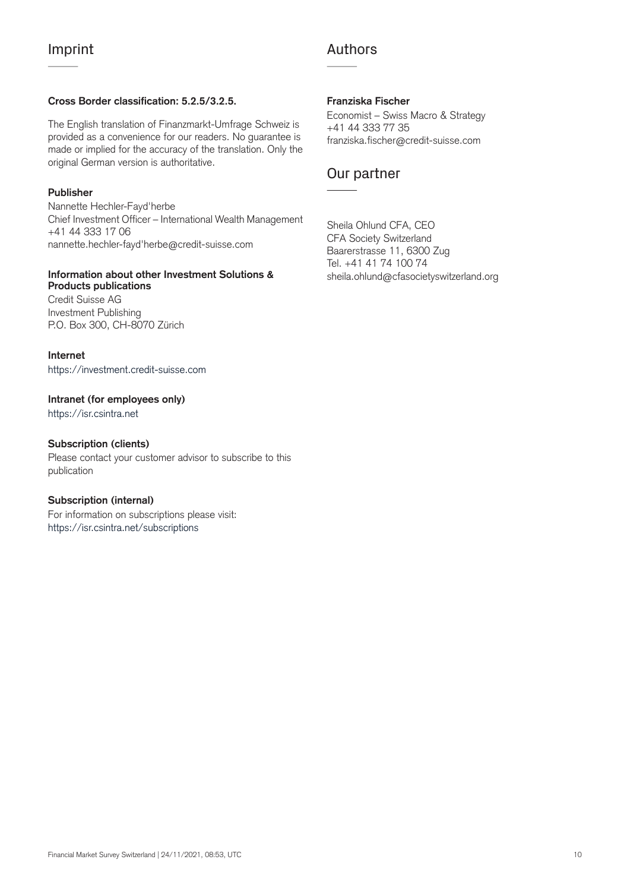## Imprint

**Cross Border classification: 5.2.5/3.2.5.**

The English translation of Finanzmarkt-Umfrage Schweiz is provided as a convenience for our readers. No guarantee is made or implied for the accuracy of the translation. Only the original German version is authoritative.

**Publisher**
Nannette Hechler-Fayd'herbe
Chief Investment Officer – International Wealth Management
+41 44 333 17 06
nannette.hechler-fayd'herbe@credit-suisse.com

**Information about other Investment Solutions & Products publications**
Credit Suisse AG
Investment Publishing
P.O. Box 300, CH-8070 Zürich

**Internet**
https://investment.credit-suisse.com

**Intranet (for employees only)**
https://isr.csintra.net

**Subscription (clients)**
Please contact your customer advisor to subscribe to this publication

**Subscription (internal)**
For information on subscriptions please visit:
https://isr.csintra.net/subscriptions

## Authors

**Franziska Fischer**
Economist – Swiss Macro & Strategy
+41 44 333 77 35
franziska.fischer@credit-suisse.com

## Our partner

Sheila Ohlund CFA, CEO
CFA Society Switzerland
Baarerstrasse 11, 6300 Zug
Tel. +41 41 74 100 74
sheila.ohlund@cfasocietyswitzerland.org